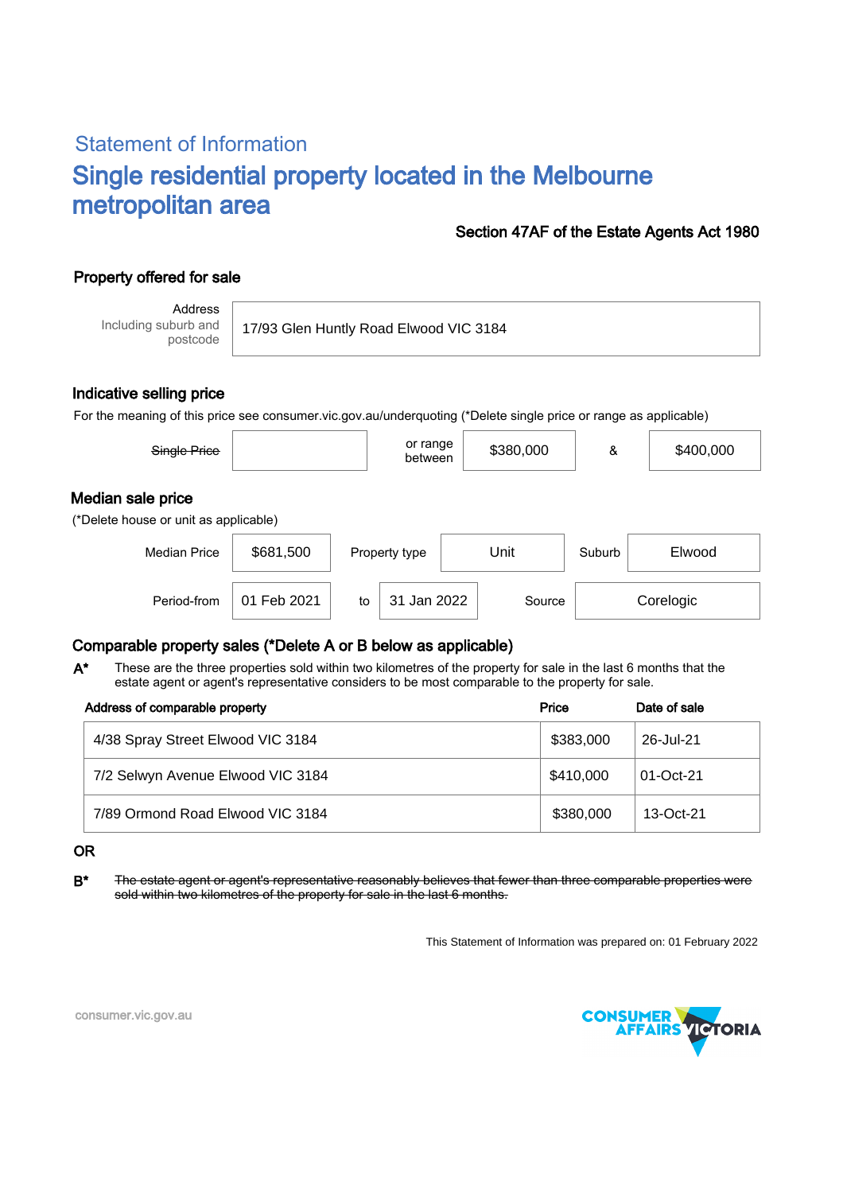## Statement of Information

# Single residential property located in the Melbourne metropolitan area

**Section 47AF of the Estate Agents Act 1980**

### Property offered for sale

| Address Including suburb and postcode | 17/93 Glen Huntly Road Elwood VIC 3184 |
|---|---|

### Indicative selling price

For the meaning of this price see consumer.vic.gov.au/underquoting (*Delete single price or range as applicable)

| ~~Single Price~~ | | or range between | $380,000 | & | $400,000 |
|---|---|---|---|---|---|

### Median sale price

(*Delete house or unit as applicable)

| Median Price | $681,500 | Property type | Unit | Suburb | Elwood |
|---|---|---|---|---|---|
| Period-from | 01 Feb 2021 | to | 31 Jan 2022 | Source | Corelogic |

### Comparable property sales (*Delete A or B below as applicable)

**A*** These are the three properties sold within two kilometres of the property for sale in the last 6 months that the estate agent or agent's representative considers to be most comparable to the property for sale.

| Address of comparable property | Price | Date of sale |
|---|---|---|
| 4/38 Spray Street Elwood VIC 3184 | $383,000 | 26-Jul-21 |
| 7/2 Selwyn Avenue Elwood VIC 3184 | $410,000 | 01-Oct-21 |
| 7/89 Ormond Road Elwood VIC 3184 | $380,000 | 13-Oct-21 |

OR

**B*** ~~The estate agent or agent's representative reasonably believes that fewer than three comparable properties were sold within two kilometres of the property for sale in the last 6 months.~~

This Statement of Information was prepared on: 01 February 2022

consumer.vic.gov.au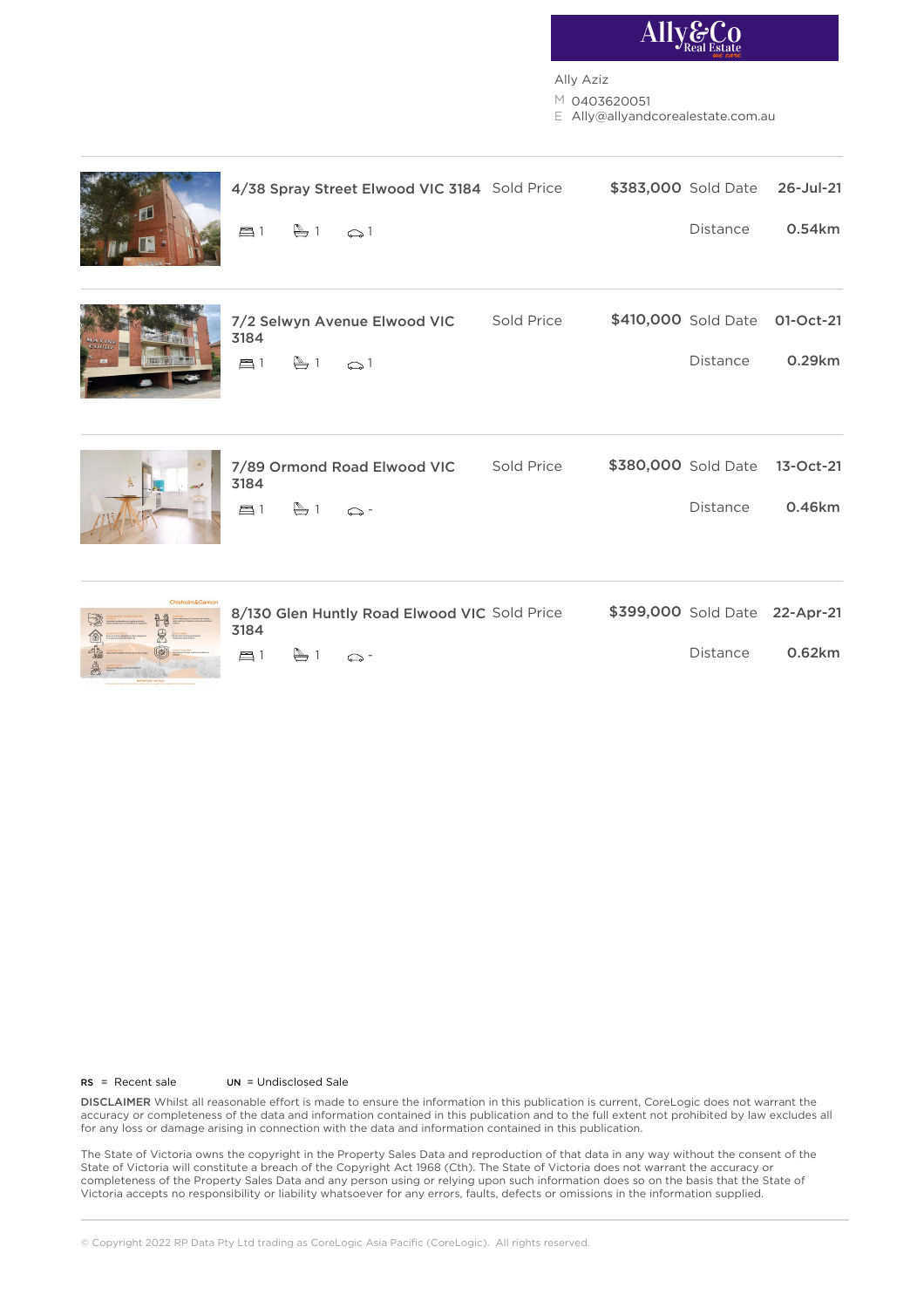Ally Aziz
M 0403620051
E Ally@allyandcorealestate.com.au

| | | | | |
|---|---|---|---|---|
| 4/38 Spray Street Elwood VIC 3184 | Sold Price | $383,000 | Sold Date | 26-Jul-21 |
| 1 bed, 1 bath, 1 car | | | Distance | 0.54km |
| 7/2 Selwyn Avenue Elwood VIC 3184 | Sold Price | $410,000 | Sold Date | 01-Oct-21 |
| 1 bed, 1 bath, 1 car | | | Distance | 0.29km |
| 7/89 Ormond Road Elwood VIC 3184 | Sold Price | $380,000 | Sold Date | 13-Oct-21 |
| 1 bed, 1 bath, - car | | | Distance | 0.46km |
| 8/130 Glen Huntly Road Elwood VIC 3184 | Sold Price | $399,000 | Sold Date | 22-Apr-21 |
| 1 bed, 1 bath, - car | | | Distance | 0.62km |

**RS** = Recent sale **UN** = Undisclosed Sale

**DISCLAIMER** Whilst all reasonable effort is made to ensure the information in this publication is current, CoreLogic does not warrant the accuracy or completeness of the data and information contained in this publication and to the full extent not prohibited by law excludes all for any loss or damage arising in connection with the data and information contained in this publication.

The State of Victoria owns the copyright in the Property Sales Data and reproduction of that data in any way without the consent of the State of Victoria will constitute a breach of the Copyright Act 1968 (Cth). The State of Victoria does not warrant the accuracy or completeness of the Property Sales Data and any person using or relying upon such information does so on the basis that the State of Victoria accepts no responsibility or liability whatsoever for any errors, faults, defects or omissions in the information supplied.

© Copyright 2022 RP Data Pty Ltd trading as CoreLogic Asia Pacific (CoreLogic). All rights reserved.